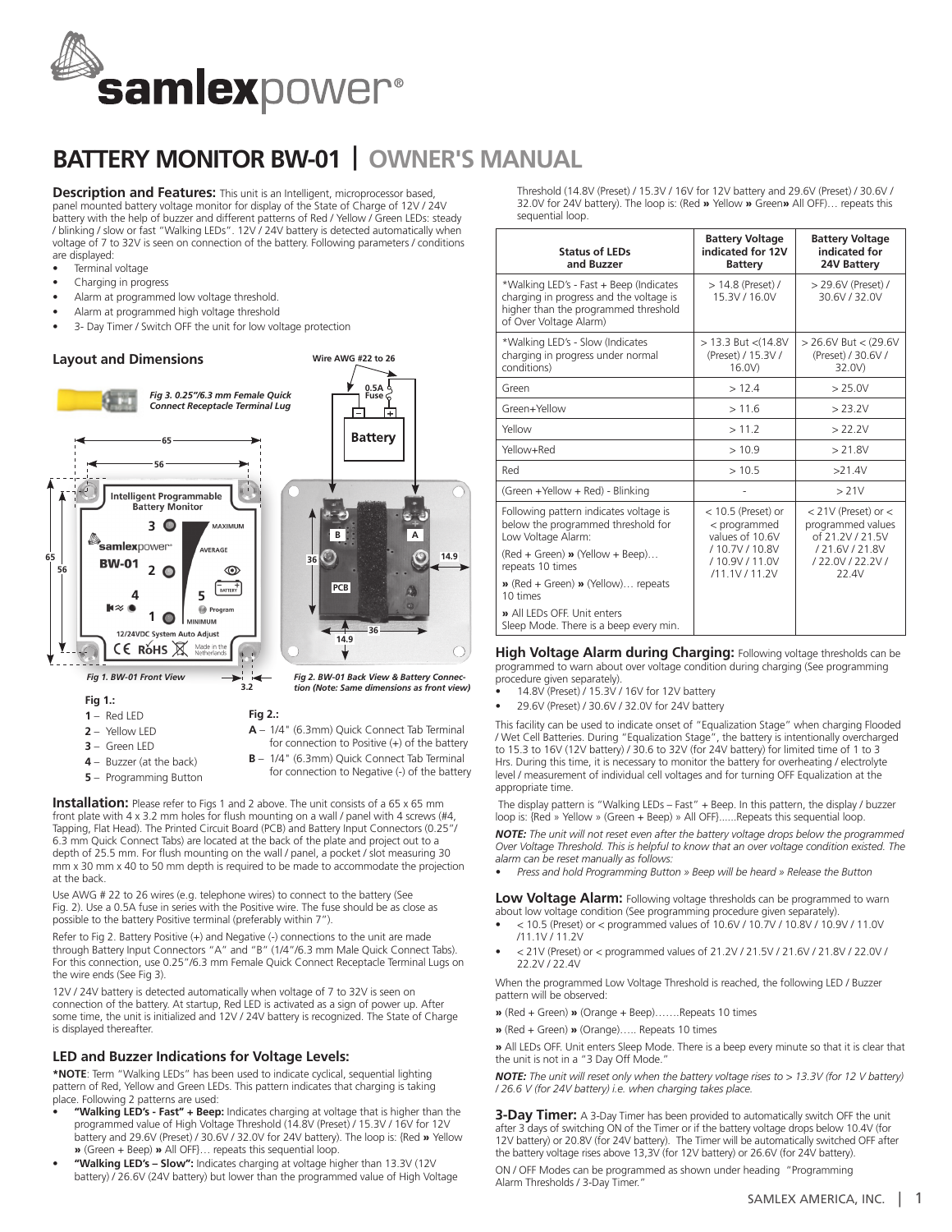# BATTERY MONITOR BW-01 | OWNER'S MANUAL

**Description and Features:** This unit is an Intelligent, microprocessor based, panel mounted battery voltage monitor for display of the State of Charge of 12V / 24V battery with the help of buzzer and different patterns of Red / Yellow / Green LEDs: steady / blinking / slow or fast "Walking LEDs". 12V / 24V battery is detected automatically when voltage of 7 to 32V is seen on connection of the battery. Following parameters / conditions are displayed:

- Terminal voltage
- Charging in progress
- Alarm at programmed low voltage threshold.
- Alarm at programmed high voltage threshold
- 3- Day Timer / Switch OFF the unit for low voltage protection

## Layout and Dimensions

Wire AWG #22 to 26

0.5A Fuse

Battery

Fig 3. 0.25"/6.3 mm Female Quick Connect Receptacle Terminal Lug

65

56

Intelligent Programmable Battery Monitor

MAXIMUM

AVERAGE

BW-01

MINIMUM

Program

12/24VDC System Auto Adjust

Made in the Netherlands

3.2

36

14.9

PCB

Fig 1. BW-01 Front View

Fig 2. BW-01 Back View & Battery Connection (Note: Same dimensions as front view)

**Fig 1.:**

**1** – Red LED
**2** – Yellow LED
**3** – Green LED
**4** – Buzzer (at the back)
**5** – Programming Button

**Fig 2.:**

**A** – 1/4" (6.3mm) Quick Connect Tab Terminal for connection to Positive (+) of the battery
**B** – 1/4" (6.3mm) Quick Connect Tab Terminal for connection to Negative (-) of the battery

**Installation:** Please refer to Figs 1 and 2 above. The unit consists of a 65 x 65 mm front plate with 4 x 3.2 mm holes for flush mounting on a wall / panel with 4 screws (#4, Tapping, Flat Head). The Printed Circuit Board (PCB) and Battery Input Connectors (0.25"/ 6.3 mm Quick Connect Tabs) are located at the back of the plate and project out to a depth of 25.5 mm. For flush mounting on the wall / panel, a pocket / slot measuring 30 mm x 30 mm x 40 to 50 mm depth is required to be made to accommodate the projection at the back.

Use AWG # 22 to 26 wires (e.g. telephone wires) to connect to the battery (See Fig. 2). Use a 0.5A fuse in series with the Positive wire. The fuse should be as close as possible to the battery Positive terminal (preferably within 7").

Refer to Fig 2. Battery Positive (+) and Negative (-) connections to the unit are made through Battery Input Connectors "A" and "B" (1/4"/6.3 mm Male Quick Connect Tabs). For this connection, use 0.25"/6.3 mm Female Quick Connect Receptacle Terminal Lugs on the wire ends (See Fig 3).

12V / 24V battery is detected automatically when voltage of 7 to 32V is seen on connection of the battery. At startup, Red LED is activated as a sign of power up. After some time, the unit is initialized and 12V / 24V battery is recognized. The State of Charge is displayed thereafter.

## LED and Buzzer Indications for Voltage Levels:

**\*NOTE**: Term "Walking LEDs" has been used to indicate cyclical, sequential lighting pattern of Red, Yellow and Green LEDs. This pattern indicates that charging is taking place. Following 2 patterns are used:

- **"Walking LED's - Fast" + Beep:** Indicates charging at voltage that is higher than the programmed value of High Voltage Threshold (14.8V (Preset) / 15.3V / 16V for 12V battery and 29.6V (Preset) / 30.6V / 32.0V for 24V battery). The loop is: {Red **»** Yellow **»** (Green + Beep) **»** All OFF}… repeats this sequential loop.
- **"Walking LED's – Slow":** Indicates charging at voltage higher than 13.3V (12V battery) / 26.6V (24V battery) but lower than the programmed value of High Voltage Threshold (14.8V (Preset) / 15.3V / 16V for 12V battery and 29.6V (Preset) / 30.6V / 32.0V for 24V battery). The loop is: (Red **»** Yellow **»** Green**»** All OFF)… repeats this sequential loop.

| Status of LEDs and Buzzer | Battery Voltage indicated for 12V Battery | Battery Voltage indicated for 24V Battery |
|---|---|---|
| \*Walking LED's - Fast + Beep (Indicates charging in progress and the voltage is higher than the programmed threshold of Over Voltage Alarm) | > 14.8 (Preset) / 15.3V / 16.0V | > 29.6V (Preset) / 30.6V / 32.0V |
| \*Walking LED's - Slow (Indicates charging in progress under normal conditions) | > 13.3 But <(14.8V (Preset) / 15.3V / 16.0V) | > 26.6V But < (29.6V (Preset) / 30.6V / 32.0V) |
| Green | > 12.4 | > 25.0V |
| Green+Yellow | > 11.6 | > 23.2V |
| Yellow | > 11.2 | > 22.2V |
| Yellow+Red | > 10.9 | > 21.8V |
| Red | > 10.5 | >21.4V |
| (Green +Yellow + Red) - Blinking | - | > 21V |
| Following pattern indicates voltage is below the programmed threshold for Low Voltage Alarm:<br>(Red + Green) **»** (Yellow + Beep)… repeats 10 times<br>**»** (Red + Green) **»** (Yellow)… repeats 10 times<br>**»** All LEDs OFF. Unit enters Sleep Mode. There is a beep every min. | < 10.5 (Preset) or < programmed values of 10.6V / 10.7V / 10.8V / 10.9V / 11.0V /11.1V / 11.2V | < 21V (Preset) or < programmed values of 21.2V / 21.5V / 21.6V / 21.8V / 22.0V / 22.2V / 22.4V |

**High Voltage Alarm during Charging:** Following voltage thresholds can be programmed to warn about over voltage condition during charging (See programming procedure given separately).

- 14.8V (Preset) / 15.3V / 16V for 12V battery
- 29.6V (Preset) / 30.6V / 32.0V for 24V battery

This facility can be used to indicate onset of "Equalization Stage" when charging Flooded / Wet Cell Batteries. During "Equalization Stage", the battery is intentionally overcharged to 15.3 to 16V (12V battery) / 30.6 to 32V (for 24V battery) for limited time of 1 to 3 Hrs. During this time, it is necessary to monitor the battery for overheating / electrolyte level / measurement of individual cell voltages and for turning OFF Equalization at the appropriate time.

The display pattern is "Walking LEDs – Fast" + Beep. In this pattern, the display / buzzer loop is: {Red » Yellow » (Green + Beep) » All OFF}......Repeats this sequential loop.

*NOTE: The unit will not reset even after the battery voltage drops below the programmed Over Voltage Threshold. This is helpful to know that an over voltage condition existed. The alarm can be reset manually as follows:*

- *Press and hold Programming Button » Beep will be heard » Release the Button*

**Low Voltage Alarm:** Following voltage thresholds can be programmed to warn about low voltage condition (See programming procedure given separately).

- < 10.5 (Preset) or < programmed values of 10.6V / 10.7V / 10.8V / 10.9V / 11.0V /11.1V / 11.2V
- < 21V (Preset) or < programmed values of 21.2V / 21.5V / 21.6V / 21.8V / 22.0V / 22.2V / 22.4V

When the programmed Low Voltage Threshold is reached, the following LED / Buzzer pattern will be observed:

**»** (Red + Green) **»** (Orange + Beep)…….Repeats 10 times

**»** (Red + Green) **»** (Orange)….. Repeats 10 times

**»** All LEDs OFF. Unit enters Sleep Mode. There is a beep every minute so that it is clear that the unit is not in a "3 Day Off Mode."

***NOTE:** The unit will reset only when the battery voltage rises to > 13.3V (for 12 V battery) / 26.6 V (for 24V battery) i.e. when charging takes place.*

**3-Day Timer:** A 3-Day Timer has been provided to automatically switch OFF the unit after 3 days of switching ON of the Timer or if the battery voltage drops below 10.4V (for 12V battery) or 20.8V (for 24V battery). The Timer will be automatically switched OFF after the battery voltage rises above 13,3V (for 12V battery) or 26.6V (for 24V battery).

ON / OFF Modes can be programmed as shown under heading "Programming Alarm Thresholds / 3-Day Timer."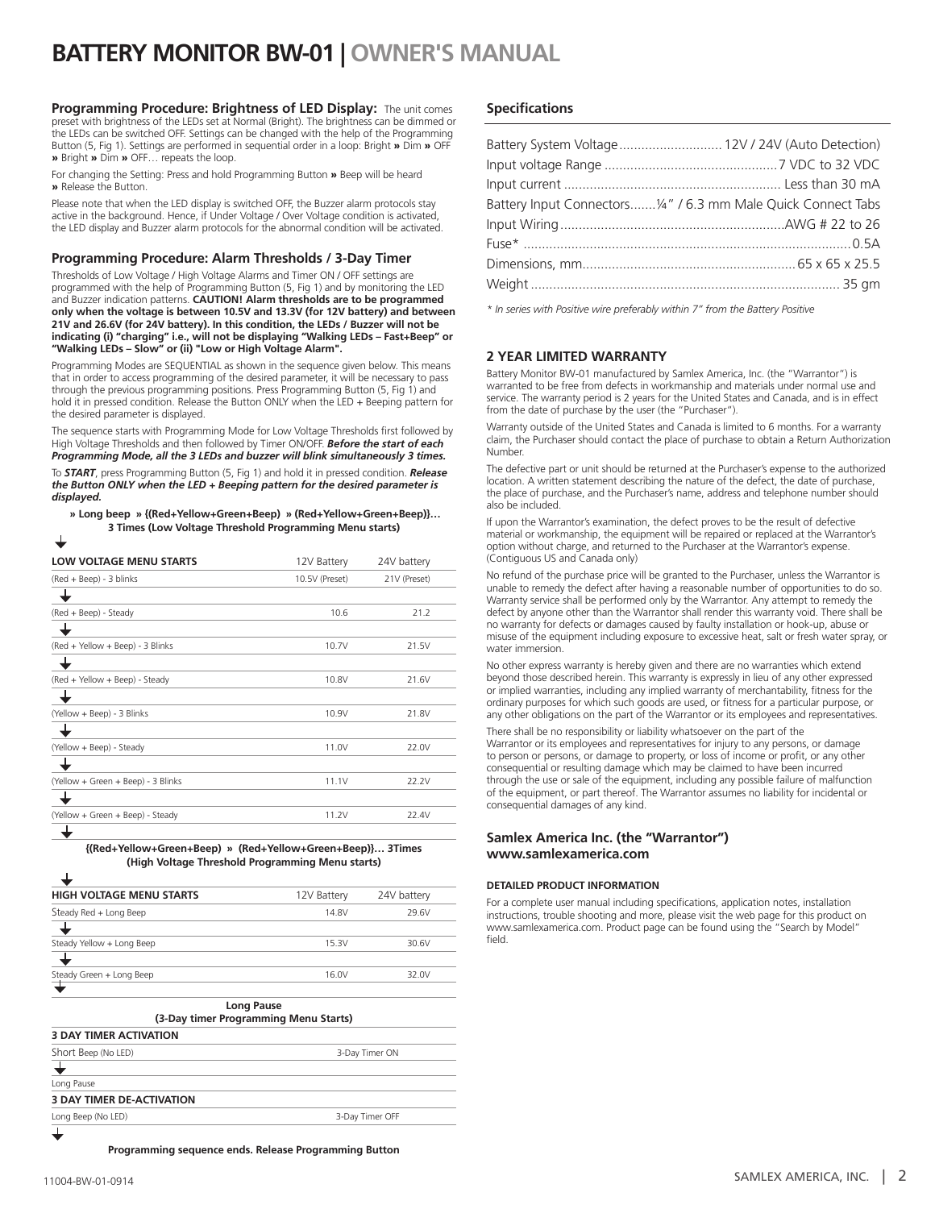# BATTERY MONITOR BW-01 | OWNER'S MANUAL

**Programming Procedure: Brightness of LED Display:** The unit comes preset with brightness of the LEDs set at Normal (Bright). The brightness can be dimmed or the LEDs can be switched OFF. Settings can be changed with the help of the Programming Button (5, Fig 1). Settings are performed in sequential order in a loop: Bright **»** Dim **»** OFF **»** Bright **»** Dim **»** OFF… repeats the loop.

For changing the Setting: Press and hold Programming Button **»** Beep will be heard **»** Release the Button.

Please note that when the LED display is switched OFF, the Buzzer alarm protocols stay active in the background. Hence, if Under Voltage / Over Voltage condition is activated, the LED display and Buzzer alarm protocols for the abnormal condition will be activated.

### Programming Procedure: Alarm Thresholds / 3-Day Timer

Thresholds of Low Voltage / High Voltage Alarms and Timer ON / OFF settings are programmed with the help of Programming Button (5, Fig 1) and by monitoring the LED and Buzzer indication patterns. **CAUTION! Alarm thresholds are to be programmed only when the voltage is between 10.5V and 13.3V (for 12V battery) and between 21V and 26.6V (for 24V battery). In this condition, the LEDs / Buzzer will not be indicating (i) "charging" i.e., will not be displaying "Walking LEDs – Fast+Beep" or "Walking LEDs – Slow" or (ii) "Low or High Voltage Alarm".**

Programming Modes are SEQUENTIAL as shown in the sequence given below. This means that in order to access programming of the desired parameter, it will be necessary to pass through the previous programming positions. Press Programming Button (5, Fig 1) and hold it in pressed condition. Release the Button ONLY when the LED + Beeping pattern for the desired parameter is displayed.

The sequence starts with Programming Mode for Low Voltage Thresholds first followed by High Voltage Thresholds and then followed by Timer ON/OFF. ***Before the start of each Programming Mode, all the 3 LEDs and buzzer will blink simultaneously 3 times.***

To ***START***, press Programming Button (5, Fig 1) and hold it in pressed condition. ***Release the Button ONLY when the LED + Beeping pattern for the desired parameter is displayed.***

**» Long beep » {(Red+Yellow+Green+Beep) » (Red+Yellow+Green+Beep)}… 3 Times (Low Voltage Threshold Programming Menu starts)**

↓

| LOW VOLTAGE MENU STARTS | 12V Battery | 24V battery |
|---|---|---|
| (Red + Beep) - 3 blinks | 10.5V (Preset) | 21V (Preset) |
| ↓ | | |
| (Red + Beep) - Steady | 10.6 | 21.2 |
| ↓ | | |
| (Red + Yellow + Beep) - 3 Blinks | 10.7V | 21.5V |
| ↓ | | |
| (Red + Yellow + Beep) - Steady | 10.8V | 21.6V |
| ↓ | | |
| (Yellow + Beep) - 3 Blinks | 10.9V | 21.8V |
| ↓ | | |
| (Yellow + Beep) - Steady | 11.0V | 22.0V |
| ↓ | | |
| (Yellow + Green + Beep) - 3 Blinks | 11.1V | 22.2V |
| ↓ | | |
| (Yellow + Green + Beep) - Steady | 11.2V | 22.4V |

↓

**{(Red+Yellow+Green+Beep) » (Red+Yellow+Green+Beep)}… 3Times (High Voltage Threshold Programming Menu starts)**

↓

| HIGH VOLTAGE MENU STARTS | 12V Battery | 24V battery |
|---|---|---|
| Steady Red + Long Beep | 14.8V | 29.6V |
| ↓ | | |
| Steady Yellow + Long Beep | 15.3V | 30.6V |
| ↓ | | |
| Steady Green + Long Beep | 16.0V | 32.0V |

↓

**Long Pause (3-Day timer Programming Menu Starts)**

| 3 DAY TIMER ACTIVATION | |
|---|---|
| Short Beep (No LED) | 3-Day Timer ON |
| ↓ | |
| Long Pause | |
| **3 DAY TIMER DE-ACTIVATION** | |
| Long Beep (No LED) | 3-Day Timer OFF |

↓

**Programming sequence ends. Release Programming Button**

### Specifications

| | |
|---|---|
| Battery System Voltage | 12V / 24V (Auto Detection) |
| Input voltage Range | 7 VDC to 32 VDC |
| Input current | Less than 30 mA |
| Battery Input Connectors | ¼" / 6.3 mm Male Quick Connect Tabs |
| Input Wiring | AWG # 22 to 26 |
| Fuse* | 0.5A |
| Dimensions, mm | 65 x 65 x 25.5 |
| Weight | 35 gm |

*\* In series with Positive wire preferably within 7" from the Battery Positive*

### 2 YEAR LIMITED WARRANTY

Battery Monitor BW-01 manufactured by Samlex America, Inc. (the "Warrantor") is warranted to be free from defects in workmanship and materials under normal use and service. The warranty period is 2 years for the United States and Canada, and is in effect from the date of purchase by the user (the "Purchaser").

Warranty outside of the United States and Canada is limited to 6 months. For a warranty claim, the Purchaser should contact the place of purchase to obtain a Return Authorization Number.

The defective part or unit should be returned at the Purchaser's expense to the authorized location. A written statement describing the nature of the defect, the date of purchase, the place of purchase, and the Purchaser's name, address and telephone number should also be included.

If upon the Warrantor's examination, the defect proves to be the result of defective material or workmanship, the equipment will be repaired or replaced at the Warrantor's option without charge, and returned to the Purchaser at the Warrantor's expense. (Contiguous US and Canada only)

No refund of the purchase price will be granted to the Purchaser, unless the Warrantor is unable to remedy the defect after having a reasonable number of opportunities to do so. Warranty service shall be performed only by the Warrantor. Any attempt to remedy the defect by anyone other than the Warrantor shall render this warranty void. There shall be no warranty for defects or damages caused by faulty installation or hook-up, abuse or misuse of the equipment including exposure to excessive heat, salt or fresh water spray, or water immersion.

No other express warranty is hereby given and there are no warranties which extend beyond those described herein. This warranty is expressly in lieu of any other expressed or implied warranties, including any implied warranty of merchantability, fitness for the ordinary purposes for which such goods are used, or fitness for a particular purpose, or any other obligations on the part of the Warrantor or its employees and representatives.

There shall be no responsibility or liability whatsoever on the part of the Warrantor or its employees and representatives for injury to any persons, or damage to person or persons, or damage to property, or loss of income or profit, or any other consequential or resulting damage which may be claimed to have been incurred through the use or sale of the equipment, including any possible failure of malfunction of the equipment, or part thereof. The Warrantor assumes no liability for incidental or consequential damages of any kind.

**Samlex America Inc. (the "Warrantor")**
**www.samlexamerica.com**

**DETAILED PRODUCT INFORMATION**

For a complete user manual including specifications, application notes, installation instructions, trouble shooting and more, please visit the web page for this product on www.samlexamerica.com. Product page can be found using the "Search by Model" field.

11004-BW-01-0914